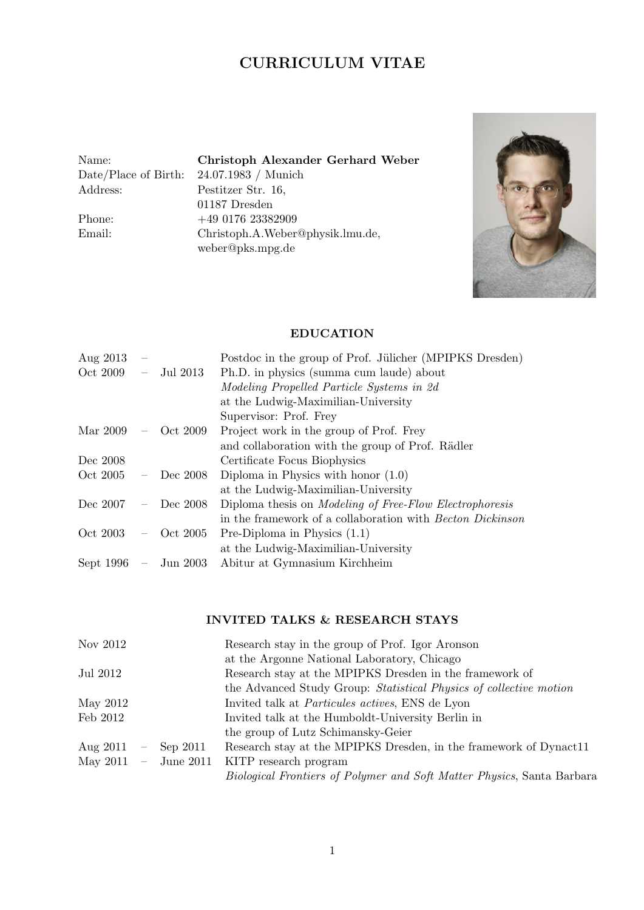# CURRICULUM VITAE

| | |
|---|---|
| Name: | **Christoph Alexander Gerhard Weber** |
| Date/Place of Birth: | 24.07.1983 / Munich |
| Address: | Pestitzer Str. 16, 01187 Dresden |
| Phone: | +49 0176 23382909 |
| Email: | Christoph.A.Weber@physik.lmu.de, weber@pks.mpg.de |

## EDUCATION

| | |
|---|---|
| Aug 2013 – | Postdoc in the group of Prof. Jülicher (MPIPKS Dresden) |
| Oct 2009 – Jul 2013 | Ph.D. in physics (summa cum laude) about *Modeling Propelled Particle Systems in 2d* at the Ludwig-Maximilian-University Supervisor: Prof. Frey |
| Mar 2009 – Oct 2009 | Project work in the group of Prof. Frey and collaboration with the group of Prof. Rädler |
| Dec 2008 | Certificate Focus Biophysics |
| Oct 2005 – Dec 2008 | Diploma in Physics with honor (1.0) at the Ludwig-Maximilian-University |
| Dec 2007 – Dec 2008 | Diploma thesis on *Modeling of Free-Flow Electrophoresis* in the framework of a collaboration with *Becton Dickinson* |
| Oct 2003 – Oct 2005 | Pre-Diploma in Physics (1.1) at the Ludwig-Maximilian-University |
| Sept 1996 – Jun 2003 | Abitur at Gymnasium Kirchheim |

## INVITED TALKS & RESEARCH STAYS

| | |
|---|---|
| Nov 2012 | Research stay in the group of Prof. Igor Aronson at the Argonne National Laboratory, Chicago |
| Jul 2012 | Research stay at the MPIPKS Dresden in the framework of the Advanced Study Group: *Statistical Physics of collective motion* |
| May 2012 | Invited talk at *Particules actives*, ENS de Lyon |
| Feb 2012 | Invited talk at the Humboldt-University Berlin in the group of Lutz Schimansky-Geier |
| Aug 2011 – Sep 2011 | Research stay at the MPIPKS Dresden, in the framework of Dynact11 |
| May 2011 – June 2011 | KITP research program *Biological Frontiers of Polymer and Soft Matter Physics*, Santa Barbara |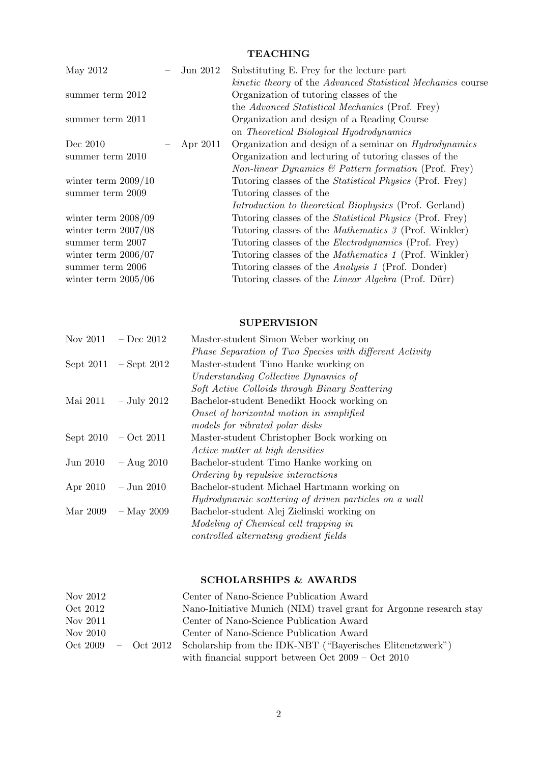## TEACHING

| | |
|---|---|
| May 2012 – Jun 2012 | Substituting E. Frey for the lecture part *kinetic theory* of the *Advanced Statistical Mechanics* course |
| summer term 2012 | Organization of tutoring classes of the the *Advanced Statistical Mechanics* (Prof. Frey) |
| summer term 2011 | Organization and design of a Reading Course on *Theoretical Biological Hyodrodynamics* |
| Dec 2010 – Apr 2011 | Organization and design of a seminar on *Hydrodynamics* |
| summer term 2010 | Organization and lecturing of tutoring classes of the *Non-linear Dynamics & Pattern formation* (Prof. Frey) |
| winter term 2009/10 | Tutoring classes of the *Statistical Physics* (Prof. Frey) |
| summer term 2009 | Tutoring classes of the *Introduction to theoretical Biophysics* (Prof. Gerland) |
| winter term 2008/09 | Tutoring classes of the *Statistical Physics* (Prof. Frey) |
| winter term 2007/08 | Tutoring classes of the *Mathematics 3* (Prof. Winkler) |
| summer term 2007 | Tutoring classes of the *Electrodynamics* (Prof. Frey) |
| winter term 2006/07 | Tutoring classes of the *Mathematics 1* (Prof. Winkler) |
| summer term 2006 | Tutoring classes of the *Analysis 1* (Prof. Donder) |
| winter term 2005/06 | Tutoring classes of the *Linear Algebra* (Prof. Dürr) |

## SUPERVISION

| | |
|---|---|
| Nov 2011 – Dec 2012 | Master-student Simon Weber working on *Phase Separation of Two Species with different Activity* |
| Sept 2011 – Sept 2012 | Master-student Timo Hanke working on *Understanding Collective Dynamics of Soft Active Colloids through Binary Scattering* |
| Mai 2011 – July 2012 | Bachelor-student Benedikt Hoock working on *Onset of horizontal motion in simplified models for vibrated polar disks* |
| Sept 2010 – Oct 2011 | Master-student Christopher Bock working on *Active matter at high densities* |
| Jun 2010 – Aug 2010 | Bachelor-student Timo Hanke working on *Ordering by repulsive interactions* |
| Apr 2010 – Jun 2010 | Bachelor-student Michael Hartmann working on *Hydrodynamic scattering of driven particles on a wall* |
| Mar 2009 – May 2009 | Bachelor-student Alej Zielinski working on *Modeling of Chemical cell trapping in controlled alternating gradient fields* |

## SCHOLARSHIPS & AWARDS

| | |
|---|---|
| Nov 2012 | Center of Nano-Science Publication Award |
| Oct 2012 | Nano-Initiative Munich (NIM) travel grant for Argonne research stay |
| Nov 2011 | Center of Nano-Science Publication Award |
| Nov 2010 | Center of Nano-Science Publication Award |
| Oct 2009 – Oct 2012 | Scholarship from the IDK-NBT ("Bayerisches Elitenetzwerk") with financial support between Oct 2009 – Oct 2010 |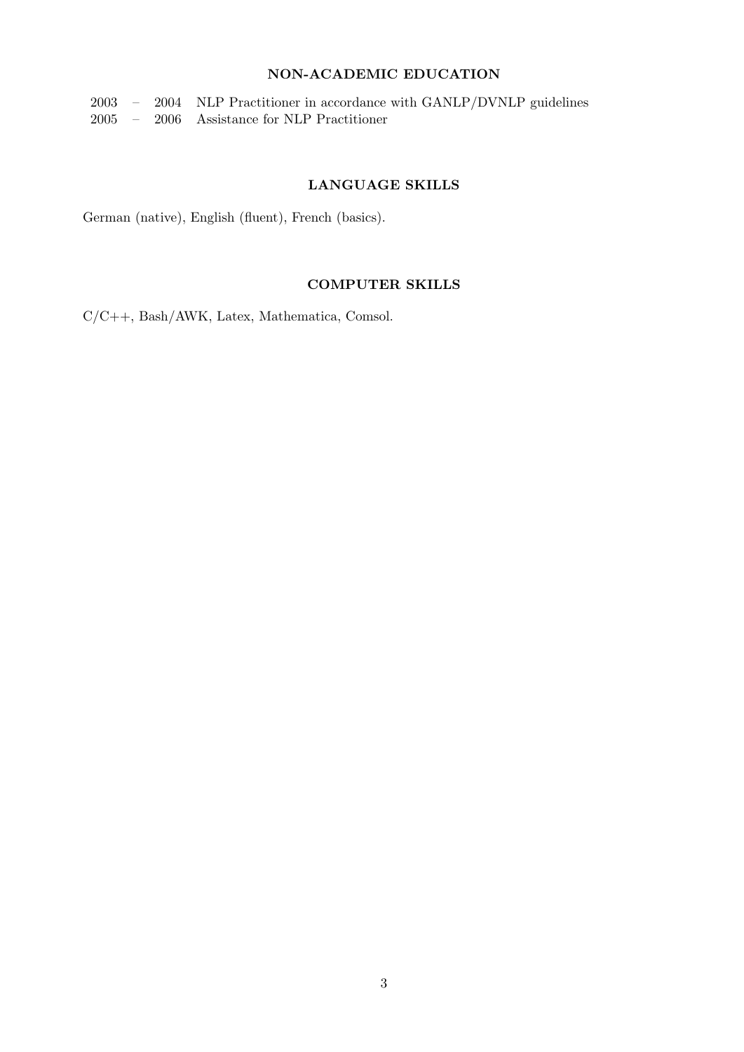## NON-ACADEMIC EDUCATION

| | |
|---|---|
| 2003 – 2004 | NLP Practitioner in accordance with GANLP/DVNLP guidelines |
| 2005 – 2006 | Assistance for NLP Practitioner |

## LANGUAGE SKILLS

German (native), English (fluent), French (basics).

## COMPUTER SKILLS

C/C++, Bash/AWK, Latex, Mathematica, Comsol.